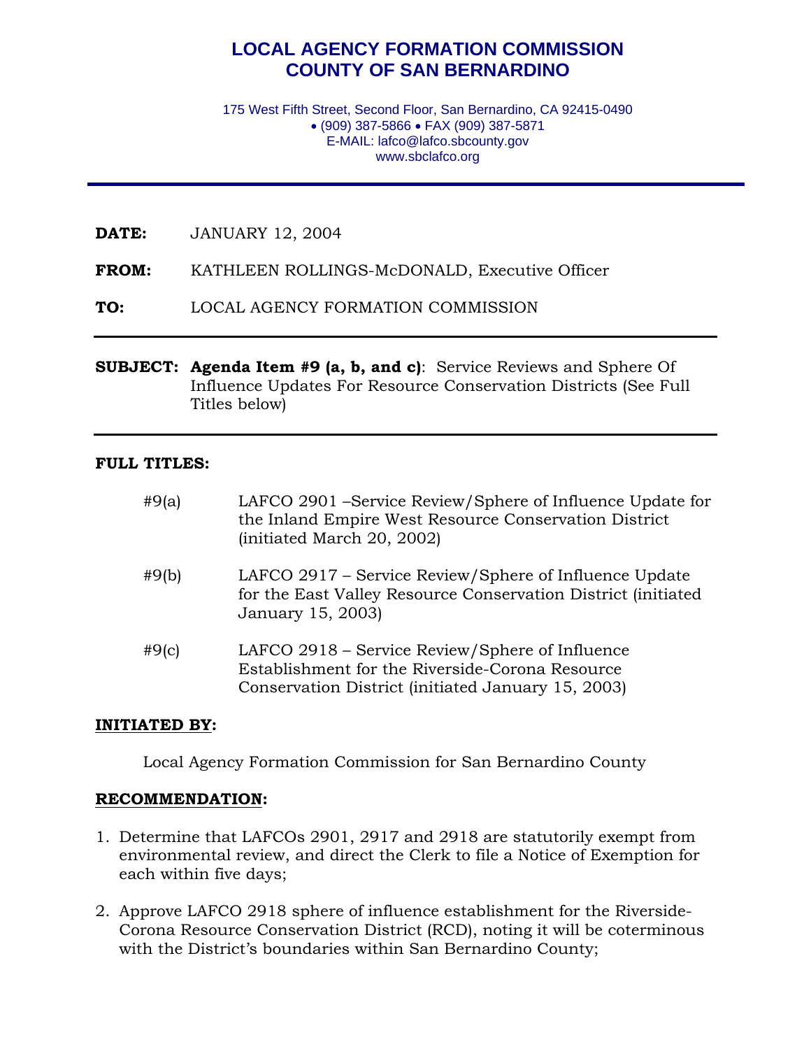# LOCAL AGENCY FORMATION COMMISSION
# COUNTY OF SAN BERNARDINO

175 West Fifth Street, Second Floor, San Bernardino, CA 92415-0490
• (909) 387-5866 • FAX (909) 387-5871
E-MAIL: lafco@lafco.sbcounty.gov
www.sbclafco.org

---

**DATE:** JANUARY 12, 2004

**FROM:** KATHLEEN ROLLINGS-McDONALD, Executive Officer

**TO:** LOCAL AGENCY FORMATION COMMISSION

---

**SUBJECT: Agenda Item #9 (a, b, and c)**: Service Reviews and Sphere Of Influence Updates For Resource Conservation Districts (See Full Titles below)

---

**FULL TITLES:**

#9(a) LAFCO 2901 –Service Review/Sphere of Influence Update for the Inland Empire West Resource Conservation District (initiated March 20, 2002)

#9(b) LAFCO 2917 – Service Review/Sphere of Influence Update for the East Valley Resource Conservation District (initiated January 15, 2003)

#9(c) LAFCO 2918 – Service Review/Sphere of Influence Establishment for the Riverside-Corona Resource Conservation District (initiated January 15, 2003)

**INITIATED BY:**

Local Agency Formation Commission for San Bernardino County

**RECOMMENDATION:**

1. Determine that LAFCOs 2901, 2917 and 2918 are statutorily exempt from environmental review, and direct the Clerk to file a Notice of Exemption for each within five days;
2. Approve LAFCO 2918 sphere of influence establishment for the Riverside-Corona Resource Conservation District (RCD), noting it will be coterminous with the District's boundaries within San Bernardino County;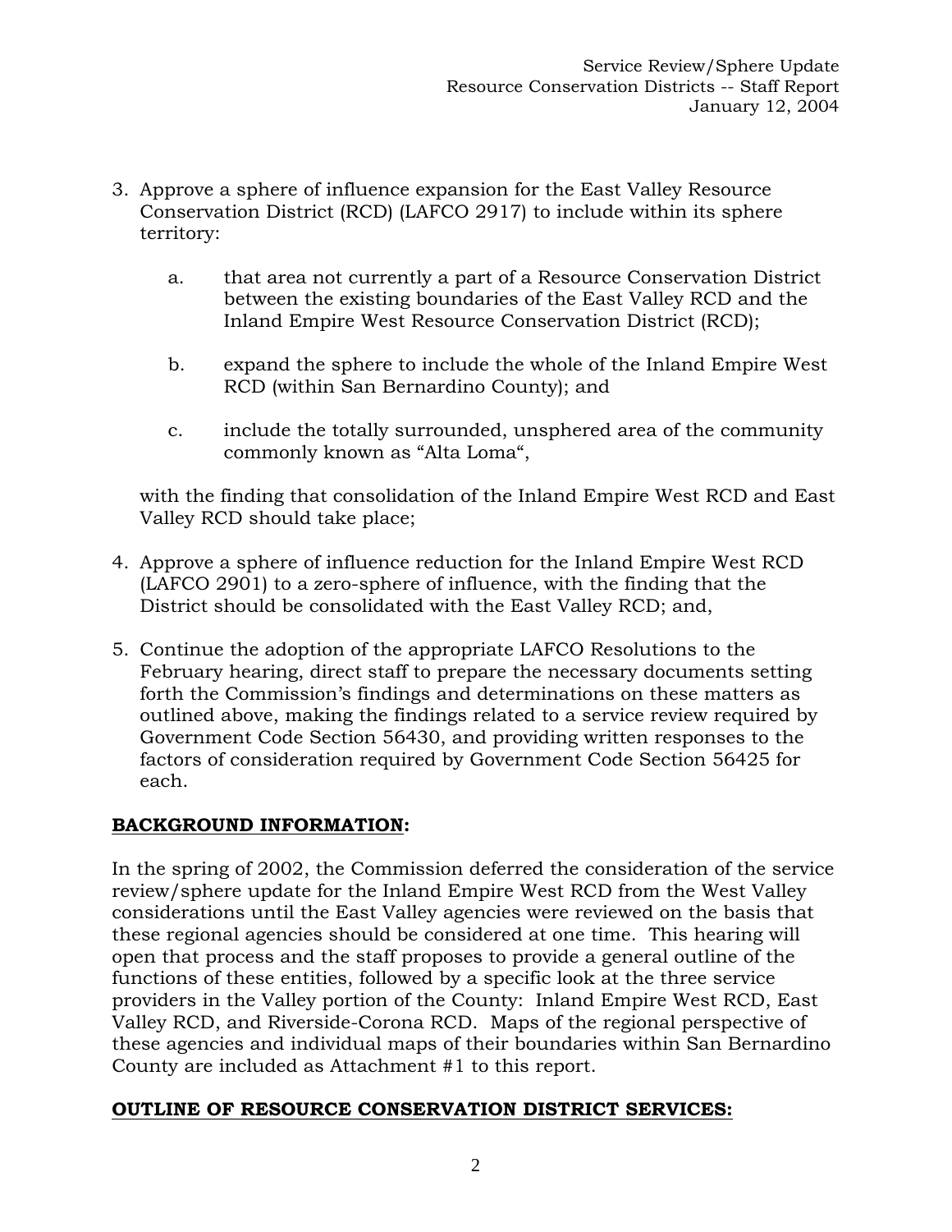3. Approve a sphere of influence expansion for the East Valley Resource Conservation District (RCD) (LAFCO 2917) to include within its sphere territory:

   a. that area not currently a part of a Resource Conservation District between the existing boundaries of the East Valley RCD and the Inland Empire West Resource Conservation District (RCD);

   b. expand the sphere to include the whole of the Inland Empire West RCD (within San Bernardino County); and

   c. include the totally surrounded, unsphered area of the community commonly known as "Alta Loma",

   with the finding that consolidation of the Inland Empire West RCD and East Valley RCD should take place;

4. Approve a sphere of influence reduction for the Inland Empire West RCD (LAFCO 2901) to a zero-sphere of influence, with the finding that the District should be consolidated with the East Valley RCD; and,

5. Continue the adoption of the appropriate LAFCO Resolutions to the February hearing, direct staff to prepare the necessary documents setting forth the Commission's findings and determinations on these matters as outlined above, making the findings related to a service review required by Government Code Section 56430, and providing written responses to the factors of consideration required by Government Code Section 56425 for each.

## BACKGROUND INFORMATION:

In the spring of 2002, the Commission deferred the consideration of the service review/sphere update for the Inland Empire West RCD from the West Valley considerations until the East Valley agencies were reviewed on the basis that these regional agencies should be considered at one time. This hearing will open that process and the staff proposes to provide a general outline of the functions of these entities, followed by a specific look at the three service providers in the Valley portion of the County: Inland Empire West RCD, East Valley RCD, and Riverside-Corona RCD. Maps of the regional perspective of these agencies and individual maps of their boundaries within San Bernardino County are included as Attachment #1 to this report.

## OUTLINE OF RESOURCE CONSERVATION DISTRICT SERVICES: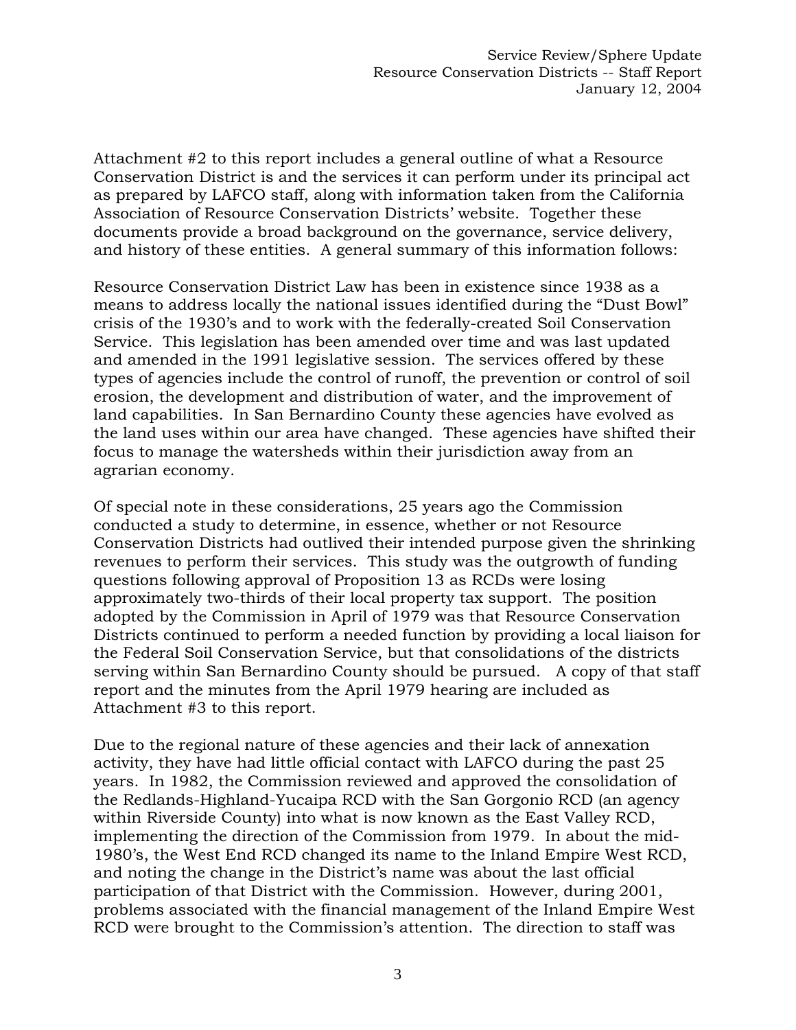Attachment #2 to this report includes a general outline of what a Resource Conservation District is and the services it can perform under its principal act as prepared by LAFCO staff, along with information taken from the California Association of Resource Conservation Districts' website. Together these documents provide a broad background on the governance, service delivery, and history of these entities. A general summary of this information follows:

Resource Conservation District Law has been in existence since 1938 as a means to address locally the national issues identified during the "Dust Bowl" crisis of the 1930's and to work with the federally-created Soil Conservation Service. This legislation has been amended over time and was last updated and amended in the 1991 legislative session. The services offered by these types of agencies include the control of runoff, the prevention or control of soil erosion, the development and distribution of water, and the improvement of land capabilities. In San Bernardino County these agencies have evolved as the land uses within our area have changed. These agencies have shifted their focus to manage the watersheds within their jurisdiction away from an agrarian economy.

Of special note in these considerations, 25 years ago the Commission conducted a study to determine, in essence, whether or not Resource Conservation Districts had outlived their intended purpose given the shrinking revenues to perform their services. This study was the outgrowth of funding questions following approval of Proposition 13 as RCDs were losing approximately two-thirds of their local property tax support. The position adopted by the Commission in April of 1979 was that Resource Conservation Districts continued to perform a needed function by providing a local liaison for the Federal Soil Conservation Service, but that consolidations of the districts serving within San Bernardino County should be pursued. A copy of that staff report and the minutes from the April 1979 hearing are included as Attachment #3 to this report.

Due to the regional nature of these agencies and their lack of annexation activity, they have had little official contact with LAFCO during the past 25 years. In 1982, the Commission reviewed and approved the consolidation of the Redlands-Highland-Yucaipa RCD with the San Gorgonio RCD (an agency within Riverside County) into what is now known as the East Valley RCD, implementing the direction of the Commission from 1979. In about the mid-1980's, the West End RCD changed its name to the Inland Empire West RCD, and noting the change in the District's name was about the last official participation of that District with the Commission. However, during 2001, problems associated with the financial management of the Inland Empire West RCD were brought to the Commission's attention. The direction to staff was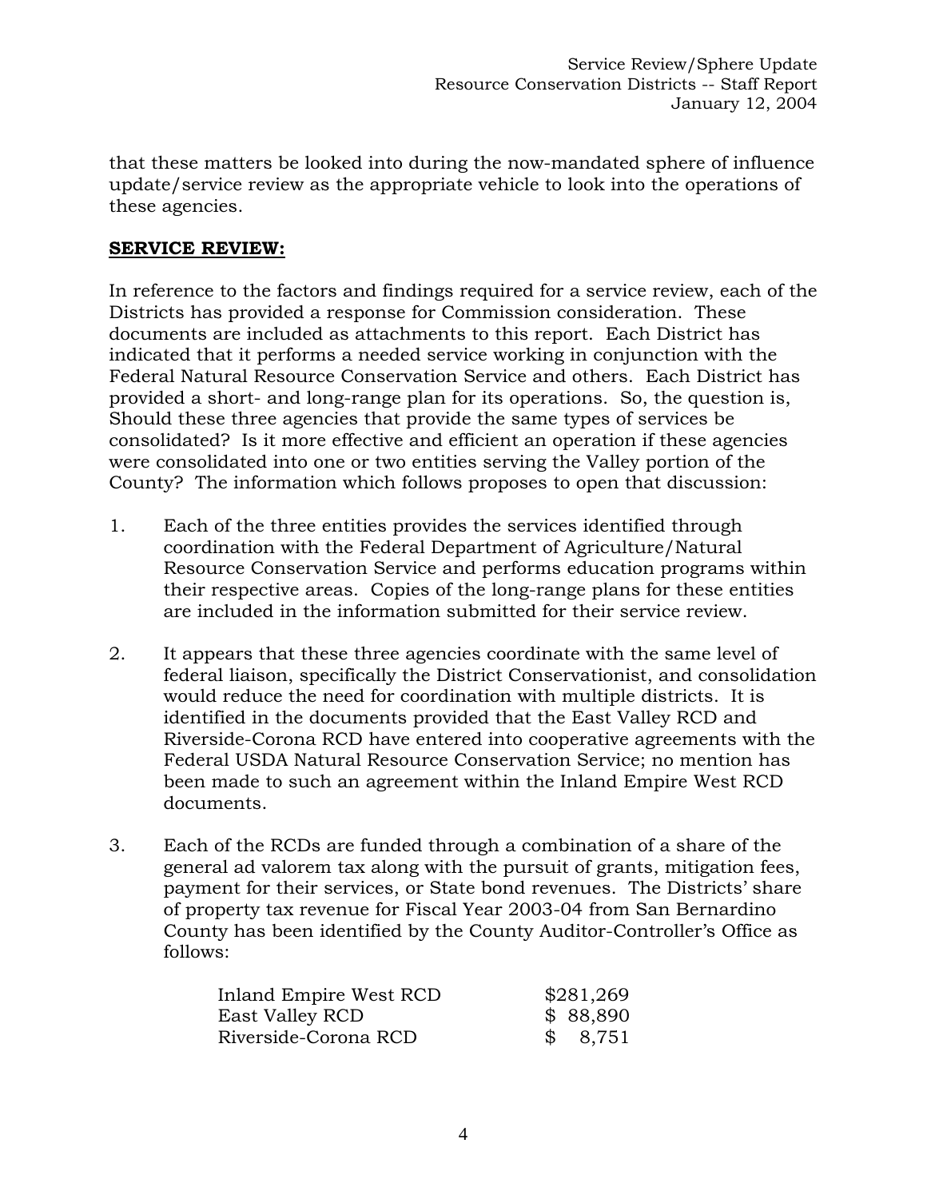that these matters be looked into during the now-mandated sphere of influence update/service review as the appropriate vehicle to look into the operations of these agencies.

**SERVICE REVIEW:**

In reference to the factors and findings required for a service review, each of the Districts has provided a response for Commission consideration. These documents are included as attachments to this report. Each District has indicated that it performs a needed service working in conjunction with the Federal Natural Resource Conservation Service and others. Each District has provided a short- and long-range plan for its operations. So, the question is, Should these three agencies that provide the same types of services be consolidated? Is it more effective and efficient an operation if these agencies were consolidated into one or two entities serving the Valley portion of the County? The information which follows proposes to open that discussion:

1. Each of the three entities provides the services identified through coordination with the Federal Department of Agriculture/Natural Resource Conservation Service and performs education programs within their respective areas. Copies of the long-range plans for these entities are included in the information submitted for their service review.

2. It appears that these three agencies coordinate with the same level of federal liaison, specifically the District Conservationist, and consolidation would reduce the need for coordination with multiple districts. It is identified in the documents provided that the East Valley RCD and Riverside-Corona RCD have entered into cooperative agreements with the Federal USDA Natural Resource Conservation Service; no mention has been made to such an agreement within the Inland Empire West RCD documents.

3. Each of the RCDs are funded through a combination of a share of the general ad valorem tax along with the pursuit of grants, mitigation fees, payment for their services, or State bond revenues. The Districts' share of property tax revenue for Fiscal Year 2003-04 from San Bernardino County has been identified by the County Auditor-Controller's Office as follows:

| | |
|---|---|
| Inland Empire West RCD | $281,269 |
| East Valley RCD | $ 88,890 |
| Riverside-Corona RCD | $ 8,751 |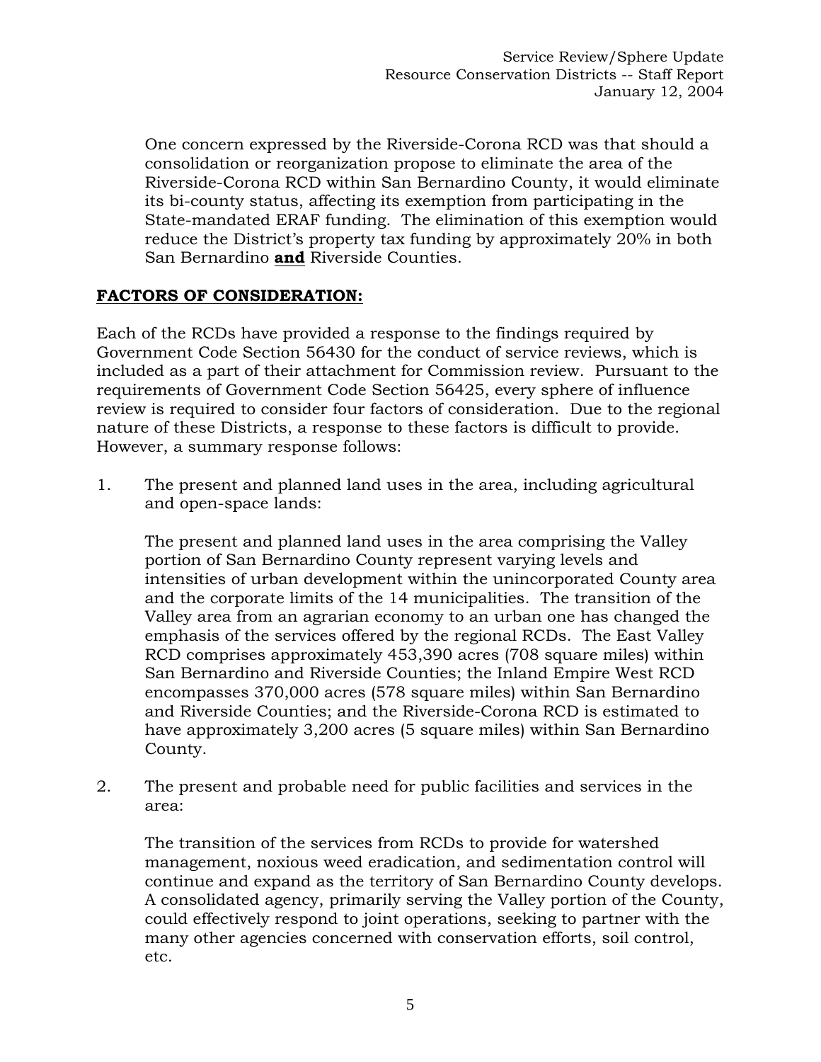One concern expressed by the Riverside-Corona RCD was that should a consolidation or reorganization propose to eliminate the area of the Riverside-Corona RCD within San Bernardino County, it would eliminate its bi-county status, affecting its exemption from participating in the State-mandated ERAF funding. The elimination of this exemption would reduce the District's property tax funding by approximately 20% in both San Bernardino **and** Riverside Counties.

## FACTORS OF CONSIDERATION:

Each of the RCDs have provided a response to the findings required by Government Code Section 56430 for the conduct of service reviews, which is included as a part of their attachment for Commission review. Pursuant to the requirements of Government Code Section 56425, every sphere of influence review is required to consider four factors of consideration. Due to the regional nature of these Districts, a response to these factors is difficult to provide. However, a summary response follows:

1. The present and planned land uses in the area, including agricultural and open-space lands:

   The present and planned land uses in the area comprising the Valley portion of San Bernardino County represent varying levels and intensities of urban development within the unincorporated County area and the corporate limits of the 14 municipalities. The transition of the Valley area from an agrarian economy to an urban one has changed the emphasis of the services offered by the regional RCDs. The East Valley RCD comprises approximately 453,390 acres (708 square miles) within San Bernardino and Riverside Counties; the Inland Empire West RCD encompasses 370,000 acres (578 square miles) within San Bernardino and Riverside Counties; and the Riverside-Corona RCD is estimated to have approximately 3,200 acres (5 square miles) within San Bernardino County.

2. The present and probable need for public facilities and services in the area:

   The transition of the services from RCDs to provide for watershed management, noxious weed eradication, and sedimentation control will continue and expand as the territory of San Bernardino County develops. A consolidated agency, primarily serving the Valley portion of the County, could effectively respond to joint operations, seeking to partner with the many other agencies concerned with conservation efforts, soil control, etc.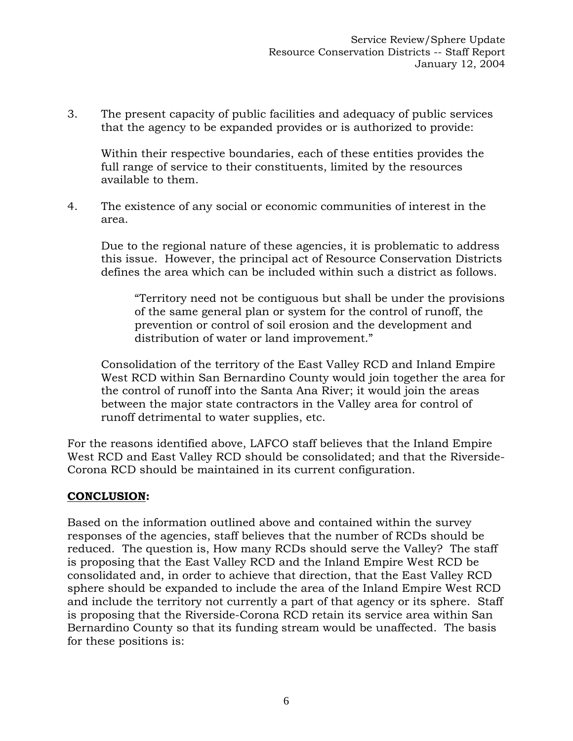3. The present capacity of public facilities and adequacy of public services that the agency to be expanded provides or is authorized to provide:

   Within their respective boundaries, each of these entities provides the full range of service to their constituents, limited by the resources available to them.

4. The existence of any social or economic communities of interest in the area.

   Due to the regional nature of these agencies, it is problematic to address this issue. However, the principal act of Resource Conservation Districts defines the area which can be included within such a district as follows.

   > "Territory need not be contiguous but shall be under the provisions of the same general plan or system for the control of runoff, the prevention or control of soil erosion and the development and distribution of water or land improvement."

   Consolidation of the territory of the East Valley RCD and Inland Empire West RCD within San Bernardino County would join together the area for the control of runoff into the Santa Ana River; it would join the areas between the major state contractors in the Valley area for control of runoff detrimental to water supplies, etc.

For the reasons identified above, LAFCO staff believes that the Inland Empire West RCD and East Valley RCD should be consolidated; and that the Riverside-Corona RCD should be maintained in its current configuration.

**<u>CONCLUSION</u>:**

Based on the information outlined above and contained within the survey responses of the agencies, staff believes that the number of RCDs should be reduced. The question is, How many RCDs should serve the Valley? The staff is proposing that the East Valley RCD and the Inland Empire West RCD be consolidated and, in order to achieve that direction, that the East Valley RCD sphere should be expanded to include the area of the Inland Empire West RCD and include the territory not currently a part of that agency or its sphere. Staff is proposing that the Riverside-Corona RCD retain its service area within San Bernardino County so that its funding stream would be unaffected. The basis for these positions is: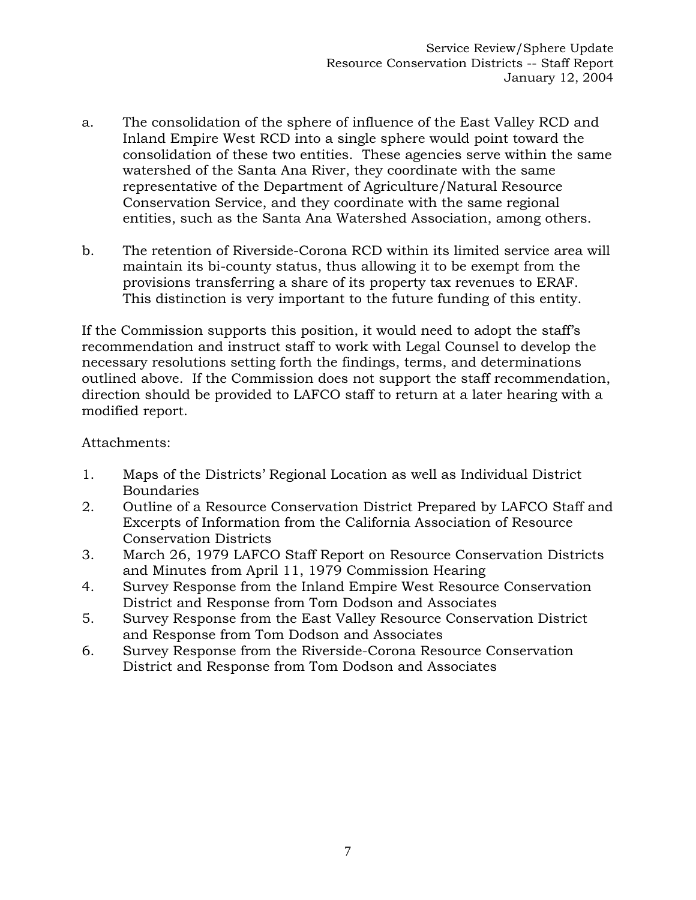a. The consolidation of the sphere of influence of the East Valley RCD and Inland Empire West RCD into a single sphere would point toward the consolidation of these two entities. These agencies serve within the same watershed of the Santa Ana River, they coordinate with the same representative of the Department of Agriculture/Natural Resource Conservation Service, and they coordinate with the same regional entities, such as the Santa Ana Watershed Association, among others.

b. The retention of Riverside-Corona RCD within its limited service area will maintain its bi-county status, thus allowing it to be exempt from the provisions transferring a share of its property tax revenues to ERAF. This distinction is very important to the future funding of this entity.

If the Commission supports this position, it would need to adopt the staff's recommendation and instruct staff to work with Legal Counsel to develop the necessary resolutions setting forth the findings, terms, and determinations outlined above. If the Commission does not support the staff recommendation, direction should be provided to LAFCO staff to return at a later hearing with a modified report.

Attachments:

1. Maps of the Districts' Regional Location as well as Individual District Boundaries
2. Outline of a Resource Conservation District Prepared by LAFCO Staff and Excerpts of Information from the California Association of Resource Conservation Districts
3. March 26, 1979 LAFCO Staff Report on Resource Conservation Districts and Minutes from April 11, 1979 Commission Hearing
4. Survey Response from the Inland Empire West Resource Conservation District and Response from Tom Dodson and Associates
5. Survey Response from the East Valley Resource Conservation District and Response from Tom Dodson and Associates
6. Survey Response from the Riverside-Corona Resource Conservation District and Response from Tom Dodson and Associates